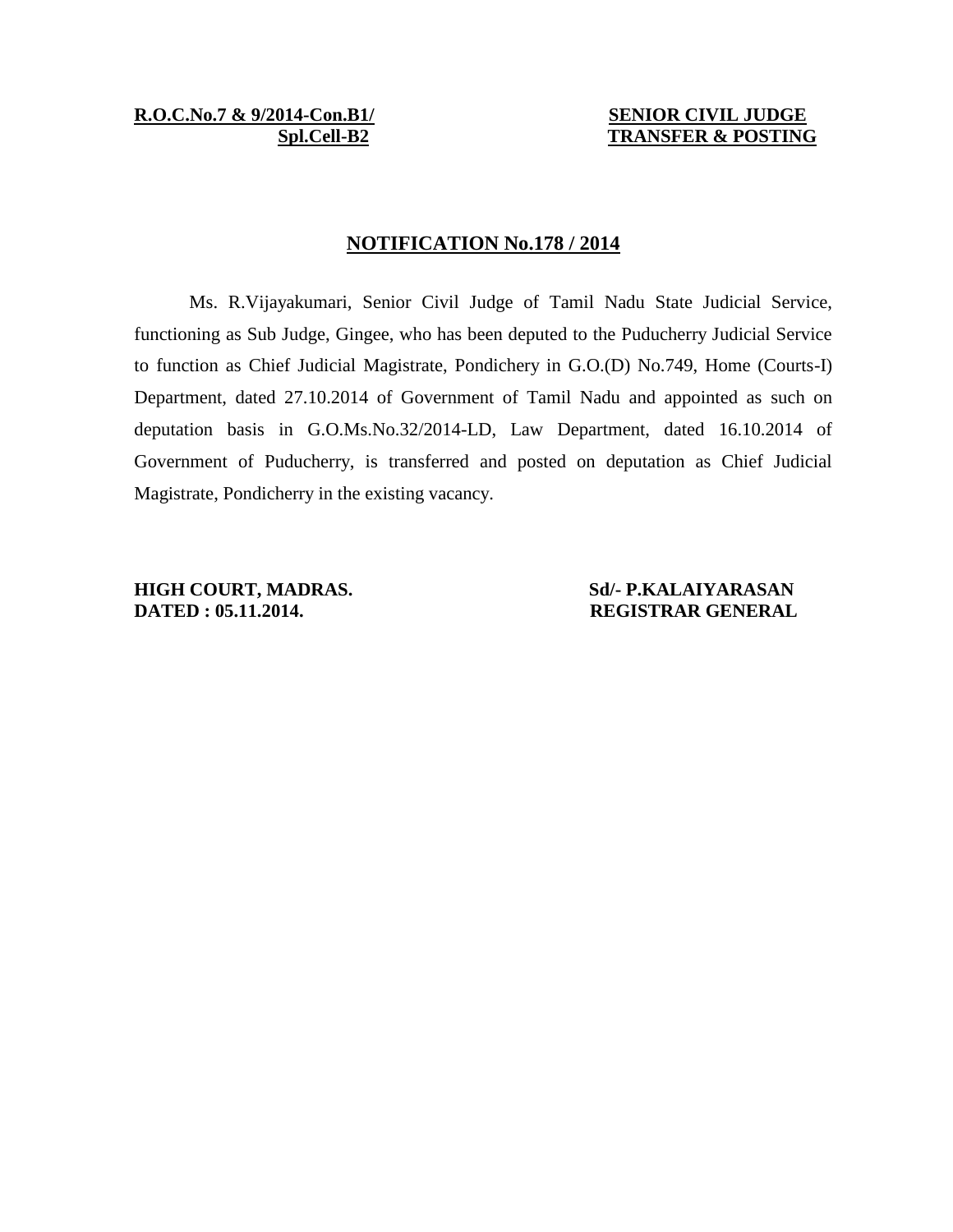**R.O.C.No.7 & 9/2014-Con.B1/**
**Spl.Cell-B2**

**SENIOR CIVIL JUDGE**
**TRANSFER & POSTING**

## NOTIFICATION No.178 / 2014

Ms. R.Vijayakumari, Senior Civil Judge of Tamil Nadu State Judicial Service, functioning as Sub Judge, Gingee, who has been deputed to the Puducherry Judicial Service to function as Chief Judicial Magistrate, Pondichery in G.O.(D) No.749, Home (Courts-I) Department, dated 27.10.2014 of Government of Tamil Nadu and appointed as such on deputation basis in G.O.Ms.No.32/2014-LD, Law Department, dated 16.10.2014 of Government of Puducherry, is transferred and posted on deputation as Chief Judicial Magistrate, Pondicherry in the existing vacancy.

**HIGH COURT, MADRAS.**
**DATED : 05.11.2014.**

**Sd/- P.KALAIYARASAN**
**REGISTRAR GENERAL**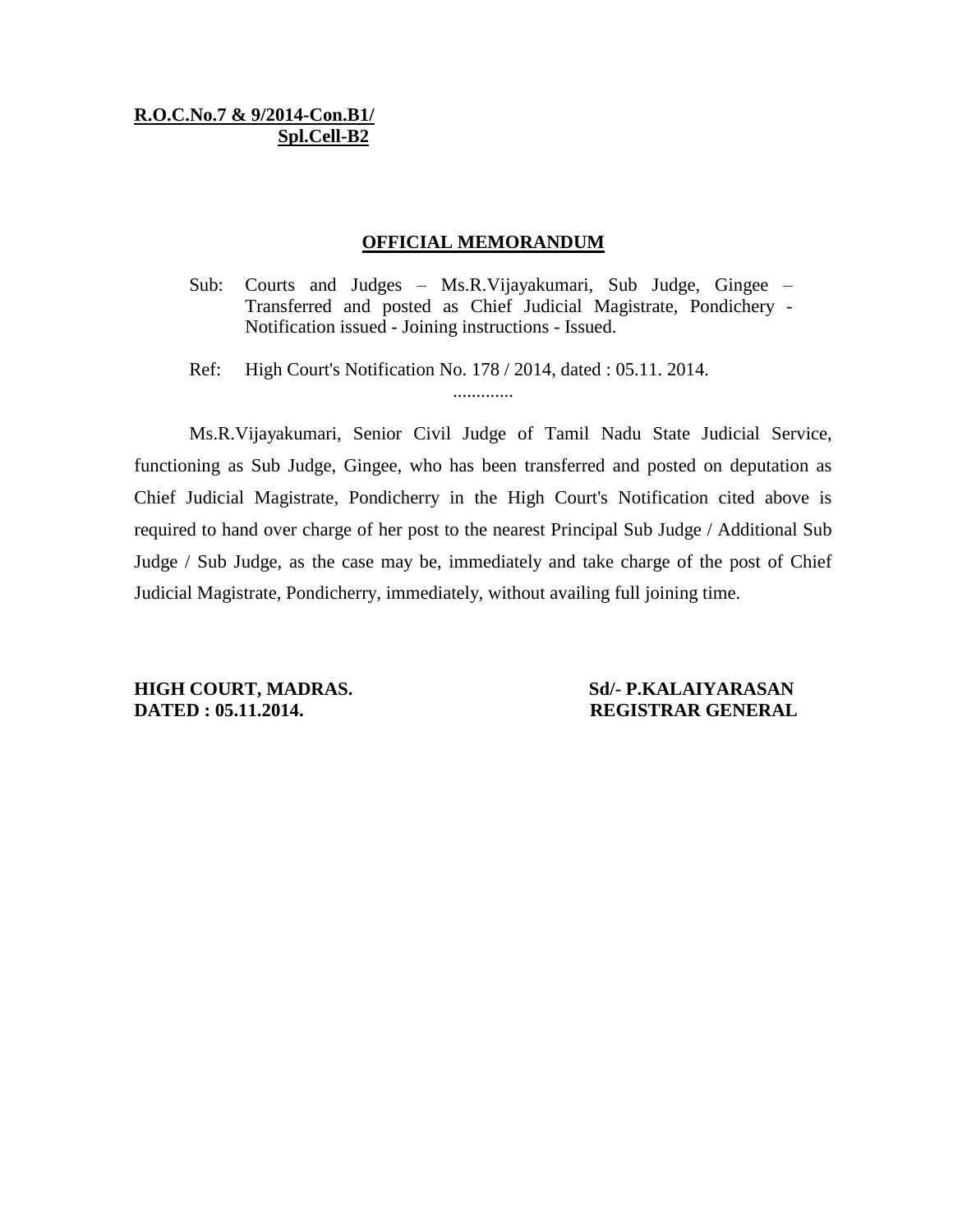**R.O.C.No.7 & 9/2014-Con.B1/**
**Spl.Cell-B2**

## OFFICIAL MEMORANDUM

Sub: Courts and Judges – Ms.R.Vijayakumari, Sub Judge, Gingee – Transferred and posted as Chief Judicial Magistrate, Pondichery - Notification issued - Joining instructions - Issued.

Ref: High Court's Notification No. 178 / 2014, dated : 05.11. 2014.

.............

Ms.R.Vijayakumari, Senior Civil Judge of Tamil Nadu State Judicial Service, functioning as Sub Judge, Gingee, who has been transferred and posted on deputation as Chief Judicial Magistrate, Pondicherry in the High Court's Notification cited above is required to hand over charge of her post to the nearest Principal Sub Judge / Additional Sub Judge / Sub Judge, as the case may be, immediately and take charge of the post of Chief Judicial Magistrate, Pondicherry, immediately, without availing full joining time.

**HIGH COURT, MADRAS.**
**DATED : 05.11.2014.**

**Sd/- P.KALAIYARASAN**
**REGISTRAR GENERAL**